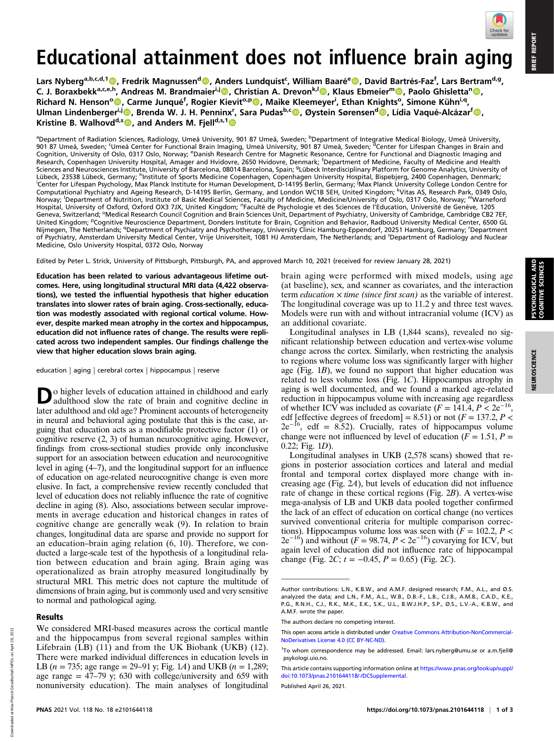# Educational attainment does not influence brain aging

Lars Nyberg[a,b,c,d,1], Fredrik Magnussen[d], Anders Lundquist[c], William Baaré[e], David Bartrés-Faz[f], Lars Bertram[d,g], C. J. Boraxbekk[a,c,e,h], Andreas M. Brandmaier[i,j], Christian A. Drevon[k,l], Klaus Ebmeier[m], Paolo Ghisletta[n], Richard N. Henson[o], Carme Junqué[f], Rogier Kievit[o,p], Maike Kleemeyer[i], Ethan Knights[o], Simone Kühn[i,q], Ulman Lindenberger[i,j], Brenda W. J. H. Penninx[r], Sara Pudas[b,c], Øystein Sørensen[d], Lídia Vaqué-Alcázar[f], Kristine B. Walhovd[d,s], and Anders M. Fjell[d,s,1]

[a]Department of Radiation Sciences, Radiology, Umeå University, 901 87 Umeå, Sweden; [b]Department of Integrative Medical Biology, Umeå University, 901 87 Umeå, Sweden; [c]Umeå Center for Functional Brain Imaging, Umeå University, 901 87 Umeå, Sweden; [d]Center for Lifespan Changes in Brain and Cognition, University of Oslo, 0317 Oslo, Norway; [e]Danish Research Centre for Magnetic Resonance, Centre for Functional and Diagnostic Imaging and Research, Copenhagen University Hospital, Amager and Hvidovre, 2650 Hvidovre, Denmark; [f]Department of Medicine, Faculty of Medicine and Health Sciences and Neurosciences Institute, University of Barcelona, 08014 Barcelona, Spain; [g]Lübeck Interdisciplinary Platform for Genome Analytics, University of Lübeck, 23538 Lübeck, Germany; [h]Institute of Sports Medicine Copenhagen, Copenhagen University Hospital, Bispebjerg, 2400 Copenhagen, Denmark; [i]Center for Lifespan Psychology, Max Planck Institute for Human Development, D-14195 Berlin, Germany; [j]Max Planck University College London Centre for Computational Psychiatry and Ageing Research, D-14195 Berlin, Germany, and London WC1B 5EH, United Kingdom; [k]Vitas AS, Research Park, 0349 Oslo, Norway; [l]Department of Nutrition, Institute of Basic Medical Sciences, Faculty of Medicine, Medicine/University of Oslo, 0317 Oslo, Norway; [m]Warneford Hospital, University of Oxford, Oxford OX3 7JX, United Kingdom; [n]Faculté de Psychologie et des Sciences de l'Education, Université de Genève, 1205 Geneva, Switzerland; [o]Medical Research Council Cognition and Brain Sciences Unit, Department of Psychiatry, University of Cambridge, Cambridge CB2 7EF, United Kingdom; [p]Cognitive Neuroscience Department, Donders Institute for Brain, Cognition and Behavior, Radboud University Medical Center, 6500 GL Nijmegen, The Netherlands; [q]Department of Psychiatry and Psychotherapy, University Clinic Hamburg-Eppendorf, 20251 Hamburg, Germany; [r]Department of Psychiatry, Amsterdam University Medical Center, Vrije Universiteit, 1081 HJ Amsterdam, The Netherlands; and [s]Department of Radiology and Nuclear Medicine, Oslo University Hospital, 0372 Oslo, Norway

Edited by Peter L. Strick, University of Pittsburgh, Pittsburgh, PA, and approved March 10, 2021 (received for review January 28, 2021)

**Education has been related to various advantageous lifetime outcomes. Here, using longitudinal structural MRI data (4,422 observations), we tested the influential hypothesis that higher education translates into slower rates of brain aging. Cross-sectionally, education was modestly associated with regional cortical volume. However, despite marked mean atrophy in the cortex and hippocampus, education did not influence rates of change. The results were replicated across two independent samples. Our findings challenge the view that higher education slows brain aging.**

education | aging | cerebral cortex | hippocampus | reserve

Do higher levels of education attained in childhood and early adulthood slow the rate of brain and cognitive decline in later adulthood and old age? Prominent accounts of heterogeneity in neural and behavioral aging postulate that this is the case, arguing that education acts as a modifiable protective factor (1) or cognitive reserve (2, 3) of human neurocognitive aging. However, findings from cross-sectional studies provide only inconclusive support for an association between education and neurocognitive level in aging (4–7), and the longitudinal support for an influence of education on age-related neurocognitive change is even more elusive. In fact, a comprehensive review recently concluded that level of education does not reliably influence the rate of cognitive decline in aging (8). Also, associations between secular improvements in average education and historical changes in rates of cognitive change are generally weak (9). In relation to brain changes, longitudinal data are sparse and provide no support for an education–brain aging relation (6, 10). Therefore, we conducted a large-scale test of the hypothesis of a longitudinal relation between education and brain aging. Brain aging was operationalized as brain atrophy measured longitudinally by structural MRI. This metric does not capture the multitude of dimensions of brain aging, but is commonly used and very sensitive to normal and pathological aging.

## Results

We considered MRI-based measures across the cortical mantle and the hippocampus from several regional samples within Lifebrain (LB) (11) and from the UK Biobank (UKB) (12). There were marked individual differences in education levels in LB ($n = 735$; age range = 29–91 y; Fig. 1*A*) and UKB ($n = 1,289$; age range = 47–79 y; 630 with college/university and 659 with nonuniversity education). The main analyses of longitudinal brain aging were performed with mixed models, using age (at baseline), sex, and scanner as covariates, and the interaction term *education × time (since first scan)* as the variable of interest. The longitudinal coverage was up to 11.2 y and three test waves. Models were run with and without intracranial volume (ICV) as an additional covariate.

Longitudinal analyses in LB (1,844 scans), revealed no significant relationship between education and vertex-wise volume change across the cortex. Similarly, when restricting the analysis to regions where volume loss was significantly larger with higher age (Fig. 1*B*), we found no support that higher education was related to less volume loss (Fig. 1*C*). Hippocampus atrophy in aging is well documented, and we found a marked age-related reduction in hippocampus volume with increasing age regardless of whether ICV was included as covariate ($F = 141.4$, $P < 2e^{-16}$, edf [effective degrees of freedom] = 8.51) or not ($F = 137.2$, $P < 2e^{-16}$, edf = 8.52). Crucially, rates of hippocampus volume change were not influenced by level of education ($F = 1.51$, $P = 0.22$; Fig. 1*D*).

Longitudinal analyses in UKB (2,578 scans) showed that regions in posterior association cortices and lateral and medial frontal and temporal cortex displayed more change with increasing age (Fig. 2*A*), but levels of education did not influence rate of change in these cortical regions (Fig. 2*B*). A vertex-wise mega-analysis of LB and UKB data pooled together confirmed the lack of an effect of education on cortical change (no vertices survived conventional criteria for multiple comparison corrections). Hippocampus volume loss was seen with ($F = 102.2$, $P < 2e^{-16}$) and without ($F = 98.74$, $P < 2e^{-16}$) covarying for ICV, but again level of education did not influence rate of hippocampal change (Fig. 2*C*; $t = -0.45$, $P = 0.65$) (Fig. 2*C*).

---

Author contributions: L.N., K.B.W., and A.M.F. designed research; F.M., A.L., and Ø.S. analyzed the data; and L.N., F.M., A.L., W.B., D.B.-F., L.B., C.J.B., A.M.B., C.A.D., K.E., P.G., R.N.H., C.J., R.K., M.K., E.K., S.K., U.L., B.W.J.H.P., S.P., Ø.S., L.V.-A., K.B.W., and A.M.F. wrote the paper.

The authors declare no competing interest.

This open access article is distributed under Creative Commons Attribution-NonCommercial-NoDerivatives License 4.0 (CC BY-NC-ND).

[1]To whom correspondence may be addressed. Email: lars.nyberg@umu.se or a.m.fjell@psykologi.uio.no.

This article contains supporting information online at https://www.pnas.org/lookup/suppl/doi:10.1073/pnas.2101644118/-/DCSupplemental.

Published April 26, 2021.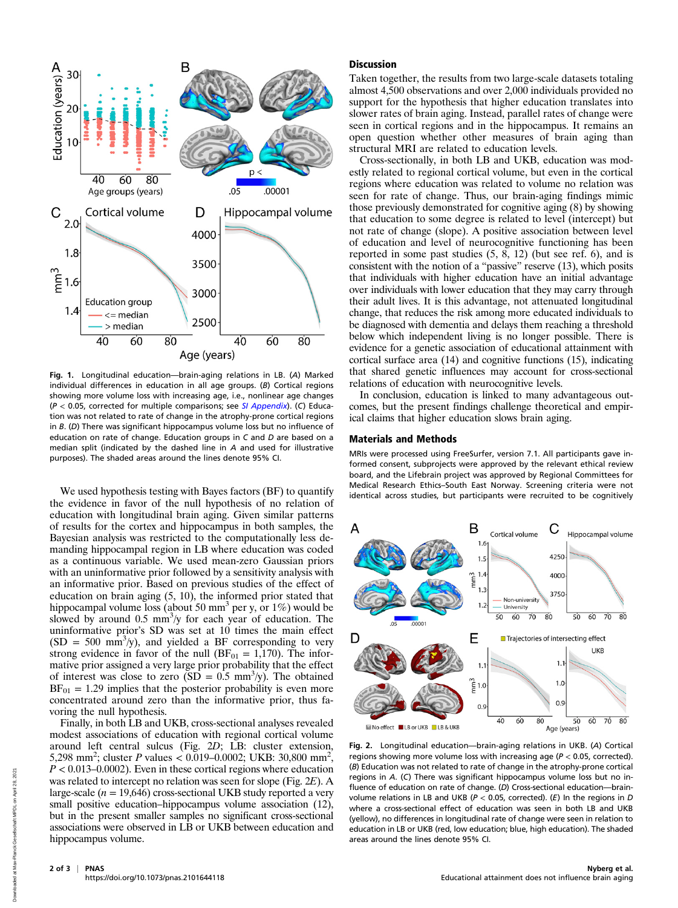A
30
20
10
Education (years)
40 60 80
Age groups (years)

B
p <
.05 .00001

C
Cortical volume
2.0
1.8
1.6
1.4
mm3
Education group
<= median
> median
40 60 80

D
Hippocampal volume
4000
3500
3000
2500
40 60 80
Age (years)

**Fig. 1.** Longitudinal education—brain-aging relations in LB. (*A*) Marked individual differences in education in all age groups. (*B*) Cortical regions showing more volume loss with increasing age, i.e., nonlinear age changes ($P < 0.05$, corrected for multiple comparisons; see *SI Appendix*). (*C*) Education was not related to rate of change in the atrophy-prone cortical regions in *B*. (*D*) There was significant hippocampus volume loss but no influence of education on rate of change. Education groups in *C* and *D* are based on a median split (indicated by the dashed line in *A* and used for illustrative purposes). The shaded areas around the lines denote 95% CI.

We used hypothesis testing with Bayes factors (BF) to quantify the evidence in favor of the null hypothesis of no relation of education with longitudinal brain aging. Given similar patterns of results for the cortex and hippocampus in both samples, the Bayesian analysis was restricted to the computationally less demanding hippocampal region in LB where education was coded as a continuous variable. We used mean-zero Gaussian priors with an uninformative prior followed by a sensitivity analysis with an informative prior. Based on previous studies of the effect of education on brain aging (5, 10), the informed prior stated that hippocampal volume loss (about 50 $mm^3$ per y, or 1%) would be slowed by around 0.5 $mm^3$/y for each year of education. The uninformative prior's SD was set at 10 times the main effect (SD = 500 $mm^3$/y), and yielded a BF corresponding to very strong evidence in favor of the null ($BF_{01}$ = 1,170). The informative prior assigned a very large prior probability that the effect of interest was close to zero (SD = 0.5 $mm^3$/y). The obtained $BF_{01}$ = 1.29 implies that the posterior probability is even more concentrated around zero than the informative prior, thus favoring the null hypothesis.

Finally, in both LB and UKB, cross-sectional analyses revealed modest associations of education with regional cortical volume around left central sulcus (Fig. 2*D*; LB: cluster extension, 5,298 $mm^2$; cluster *P* values < 0.019–0.0002; UKB: 30,800 $mm^2$, $P$ < 0.013–0.0002). Even in these cortical regions where education was related to intercept no relation was seen for slope (Fig. 2*E*). A large-scale ($n$ = 19,646) cross-sectional UKB study reported a very small positive education–hippocampus volume association (12), but in the present smaller samples no significant cross-sectional associations were observed in LB or UKB between education and hippocampus volume.

## Discussion

Taken together, the results from two large-scale datasets totaling almost 4,500 observations and over 2,000 individuals provided no support for the hypothesis that higher education translates into slower rates of brain aging. Instead, parallel rates of change were seen in cortical regions and in the hippocampus. It remains an open question whether other measures of brain aging than structural MRI are related to education levels.

Cross-sectionally, in both LB and UKB, education was modestly related to regional cortical volume, but even in the cortical regions where education was related to volume no relation was seen for rate of change. Thus, our brain-aging findings mimic those previously demonstrated for cognitive aging (8) by showing that education to some degree is related to level (intercept) but not rate of change (slope). A positive association between level of education and level of neurocognitive functioning has been reported in some past studies (5, 8, 12) (but see ref. 6), and is consistent with the notion of a "passive" reserve (13), which posits that individuals with higher education have an initial advantage over individuals with lower education that they may carry through their adult lives. It is this advantage, not attenuated longitudinal change, that reduces the risk among more educated individuals to be diagnosed with dementia and delays them reaching a threshold below which independent living is no longer possible. There is evidence for a genetic association of educational attainment with cortical surface area (14) and cognitive functions (15), indicating that shared genetic influences may account for cross-sectional relations of education with neurocognitive levels.

In conclusion, education is linked to many advantageous outcomes, but the present findings challenge theoretical and empirical claims that higher education slows brain aging.

## Materials and Methods

MRIs were processed using FreeSurfer, version 7.1. All participants gave informed consent, subprojects were approved by the relevant ethical review board, and the Lifebrain project was approved by Regional Committees for Medical Research Ethics–South East Norway. Screening criteria were not identical across studies, but participants were recruited to be cognitively

A
.05 .00001

B
Cortical volume
1.6
1.5
1.4
1.3
1.2
mm3
Non-university
University
50 60 70 80

C
Hippocampal volume
4250
4000
3750
50 60 70 80

D
No effect
LB or UKB
LB & UKB

E
Trajectories of intersecting effect
UKB
1.1
1.0
0.9
mm3
40 60 80
1.1
1.0
0.9
50 60 70 80
Age (years)

**Fig. 2.** Longitudinal education—brain-aging relations in UKB. (*A*) Cortical regions showing more volume loss with increasing age ($P < 0.05$, corrected). (*B*) Education was not related to rate of change in the atrophy-prone cortical regions in *A*. (*C*) There was significant hippocampus volume loss but no influence of education on rate of change. (*D*) Cross-sectional education—brain-volume relations in LB and UKB ($P < 0.05$, corrected). (*E*) In the regions in *D* where a cross-sectional effect of education was seen in both LB and UKB (yellow), no differences in longitudinal rate of change were seen in relation to education in LB or UKB (red, low education; blue, high education). The shaded areas around the lines denote 95% CI.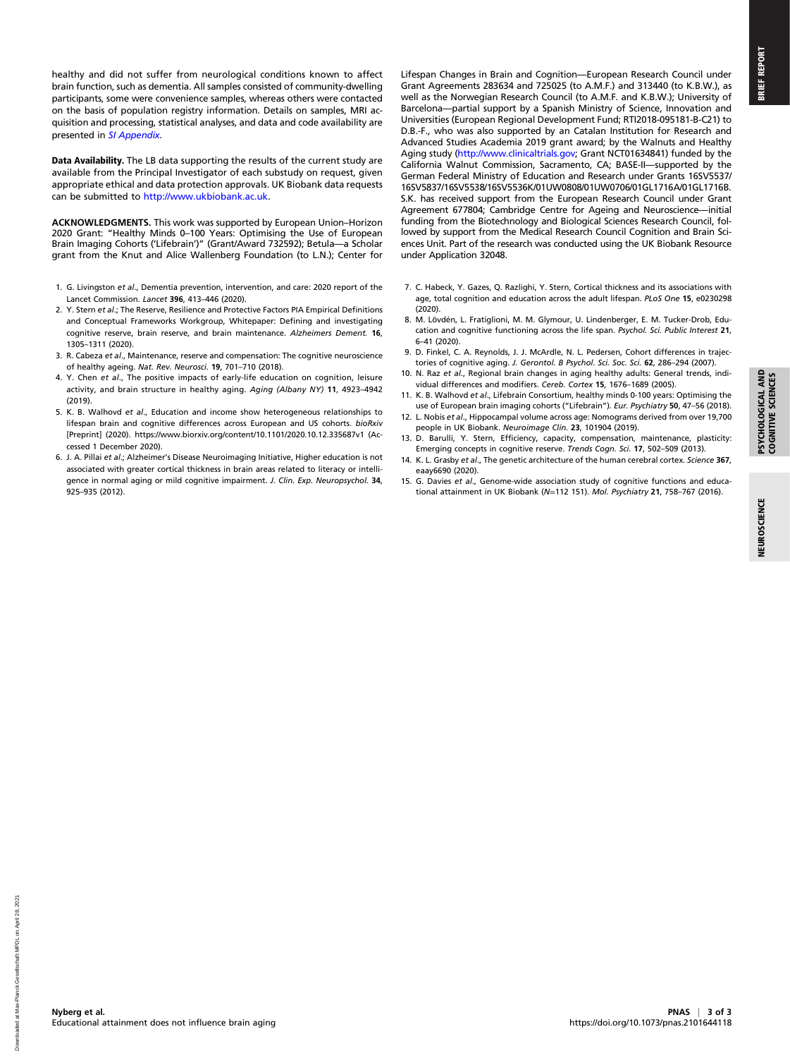healthy and did not suffer from neurological conditions known to affect brain function, such as dementia. All samples consisted of community-dwelling participants, some were convenience samples, whereas others were contacted on the basis of population registry information. Details on samples, MRI acquisition and processing, statistical analyses, and data and code availability are presented in *SI Appendix*.

**Data Availability.** The LB data supporting the results of the current study are available from the Principal Investigator of each substudy on request, given appropriate ethical and data protection approvals. UK Biobank data requests can be submitted to http://www.ukbiobank.ac.uk.

**ACKNOWLEDGMENTS.** This work was supported by European Union–Horizon 2020 Grant: "Healthy Minds 0–100 Years: Optimising the Use of European Brain Imaging Cohorts ('Lifebrain')" (Grant/Award 732592); Betula—a Scholar grant from the Knut and Alice Wallenberg Foundation (to L.N.); Center for Lifespan Changes in Brain and Cognition—European Research Council under Grant Agreements 283634 and 725025 (to A.M.F.) and 313440 (to K.B.W.), as well as the Norwegian Research Council (to A.M.F. and K.B.W.); University of Barcelona—partial support by a Spanish Ministry of Science, Innovation and Universities (European Regional Development Fund; RTI2018-095181-B-C21) to D.B.-F., who was also supported by an Catalan Institution for Research and Advanced Studies Academia 2019 grant award; by the Walnuts and Healthy Aging study (http://www.clinicaltrials.gov; Grant NCT01634841) funded by the California Walnut Commission, Sacramento, CA; BASE-II—supported by the German Federal Ministry of Education and Research under Grants 16SV5537/16SV5837/16SV5538/16SV5536K/01UW0808/01UW0706/01GL1716A/01GL1716B. S.K. has received support from the European Research Council under Grant Agreement 677804; Cambridge Centre for Ageing and Neuroscience—initial funding from the Biotechnology and Biological Sciences Research Council, followed by support from the Medical Research Council Cognition and Brain Sciences Unit. Part of the research was conducted using the UK Biobank Resource under Application 32048.

1. G. Livingston *et al*., Dementia prevention, intervention, and care: 2020 report of the Lancet Commission. *Lancet* **396**, 413–446 (2020).
2. Y. Stern *et al*.; The Reserve, Resilience and Protective Factors PIA Empirical Definitions and Conceptual Frameworks Workgroup, Whitepaper: Defining and investigating cognitive reserve, brain reserve, and brain maintenance. *Alzheimers Dement.* **16**, 1305–1311 (2020).
3. R. Cabeza *et al*., Maintenance, reserve and compensation: The cognitive neuroscience of healthy ageing. *Nat. Rev. Neurosci.* **19**, 701–710 (2018).
4. Y. Chen *et al*., The positive impacts of early-life education on cognition, leisure activity, and brain structure in healthy aging. *Aging (Albany NY)* **11**, 4923–4942 (2019).
5. K. B. Walhovd *et al*., Education and income show heterogeneous relationships to lifespan brain and cognitive differences across European and US cohorts. *bioRxiv* [Preprint] (2020). https://www.biorxiv.org/content/10.1101/2020.10.12.335687v1 (Accessed 1 December 2020).
6. J. A. Pillai *et al*.; Alzheimer's Disease Neuroimaging Initiative, Higher education is not associated with greater cortical thickness in brain areas related to literacy or intelligence in normal aging or mild cognitive impairment. *J. Clin. Exp. Neuropsychol.* **34**, 925–935 (2012).
7. C. Habeck, Y. Gazes, Q. Razlighi, Y. Stern, Cortical thickness and its associations with age, total cognition and education across the adult lifespan. *PLoS One* **15**, e0230298 (2020).
8. M. Lövdén, L. Fratiglioni, M. M. Glymour, U. Lindenberger, E. M. Tucker-Drob, Education and cognitive functioning across the life span. *Psychol. Sci. Public Interest* **21**, 6–41 (2020).
9. D. Finkel, C. A. Reynolds, J. J. McArdle, N. L. Pedersen, Cohort differences in trajectories of cognitive aging. *J. Gerontol. B Psychol. Sci. Soc. Sci.* **62**, 286–294 (2007).
10. N. Raz *et al*., Regional brain changes in aging healthy adults: General trends, individual differences and modifiers. *Cereb. Cortex* **15**, 1676–1689 (2005).
11. K. B. Walhovd *et al*., Lifebrain Consortium, healthy minds 0-100 years: Optimising the use of European brain imaging cohorts ("Lifebrain"). *Eur. Psychiatry* **50**, 47–56 (2018).
12. L. Nobis *et al*., Hippocampal volume across age: Nomograms derived from over 19,700 people in UK Biobank. *Neuroimage Clin.* **23**, 101904 (2019).
13. D. Barulli, Y. Stern, Efficiency, capacity, compensation, maintenance, plasticity: Emerging concepts in cognitive reserve. *Trends Cogn. Sci.* **17**, 502–509 (2013).
14. K. L. Grasby *et al*., The genetic architecture of the human cerebral cortex. *Science* **367**, eaay6690 (2020).
15. G. Davies *et al*., Genome-wide association study of cognitive functions and educational attainment in UK Biobank ($N$=112 151). *Mol. Psychiatry* **21**, 758–767 (2016).